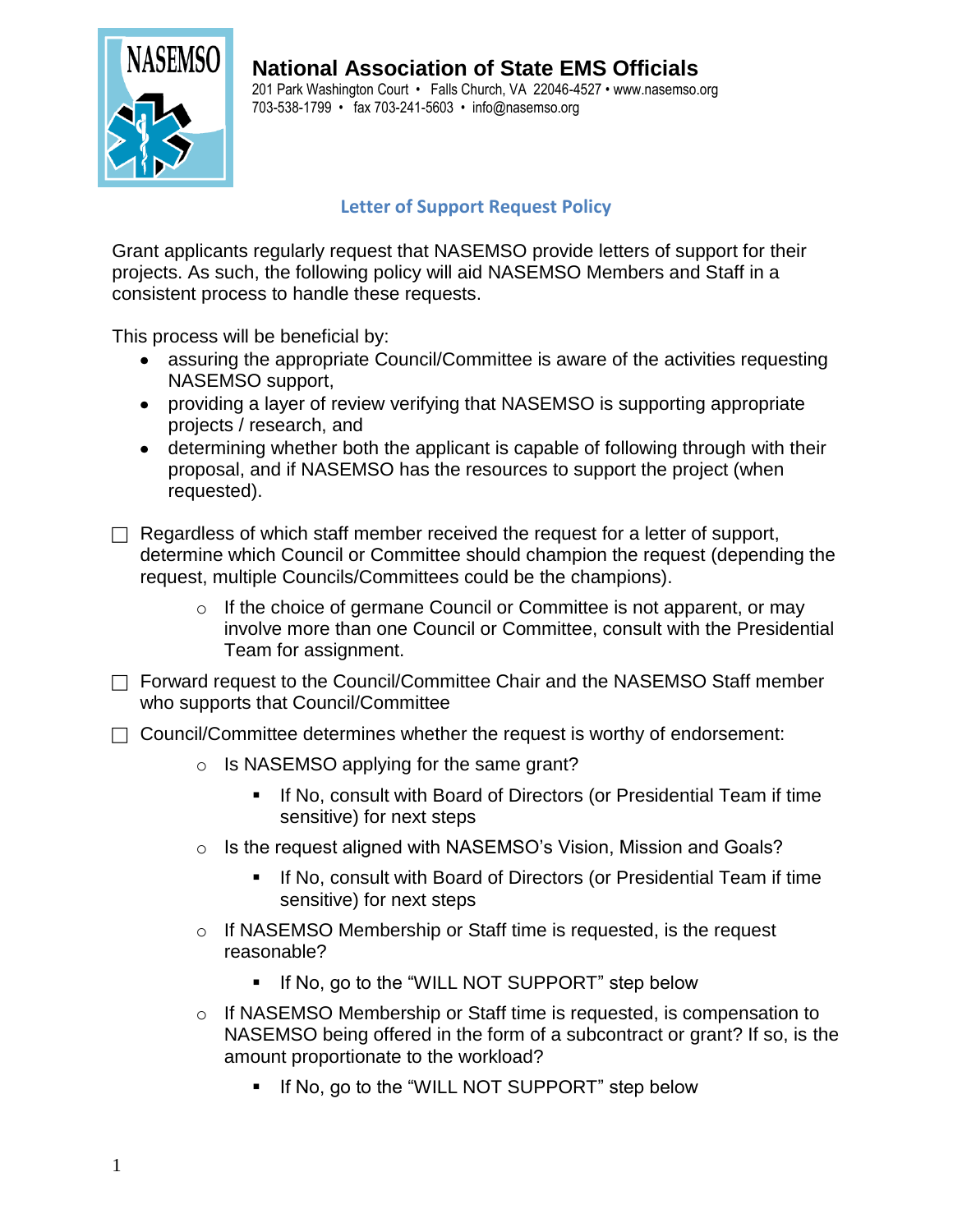# National Association of State EMS Officials

201 Park Washington Court • Falls Church, VA 22046-4527 • www.nasemso.org
703-538-1799 • fax 703-241-5603 • info@nasemso.org

## Letter of Support Request Policy

Grant applicants regularly request that NASEMSO provide letters of support for their projects. As such, the following policy will aid NASEMSO Members and Staff in a consistent process to handle these requests.

This process will be beneficial by:

- assuring the appropriate Council/Committee is aware of the activities requesting NASEMSO support,
- providing a layer of review verifying that NASEMSO is supporting appropriate projects / research, and
- determining whether both the applicant is capable of following through with their proposal, and if NASEMSO has the resources to support the project (when requested).

- [ ] Regardless of which staff member received the request for a letter of support, determine which Council or Committee should champion the request (depending the request, multiple Councils/Committees could be the champions).
    - If the choice of germane Council or Committee is not apparent, or may involve more than one Council or Committee, consult with the Presidential Team for assignment.
- [ ] Forward request to the Council/Committee Chair and the NASEMSO Staff member who supports that Council/Committee
- [ ] Council/Committee determines whether the request is worthy of endorsement:
    - Is NASEMSO applying for the same grant?
        - If No, consult with Board of Directors (or Presidential Team if time sensitive) for next steps
    - Is the request aligned with NASEMSO's Vision, Mission and Goals?
        - If No, consult with Board of Directors (or Presidential Team if time sensitive) for next steps
    - If NASEMSO Membership or Staff time is requested, is the request reasonable?
        - If No, go to the "WILL NOT SUPPORT" step below
    - If NASEMSO Membership or Staff time is requested, is compensation to NASEMSO being offered in the form of a subcontract or grant? If so, is the amount proportionate to the workload?
        - If No, go to the "WILL NOT SUPPORT" step below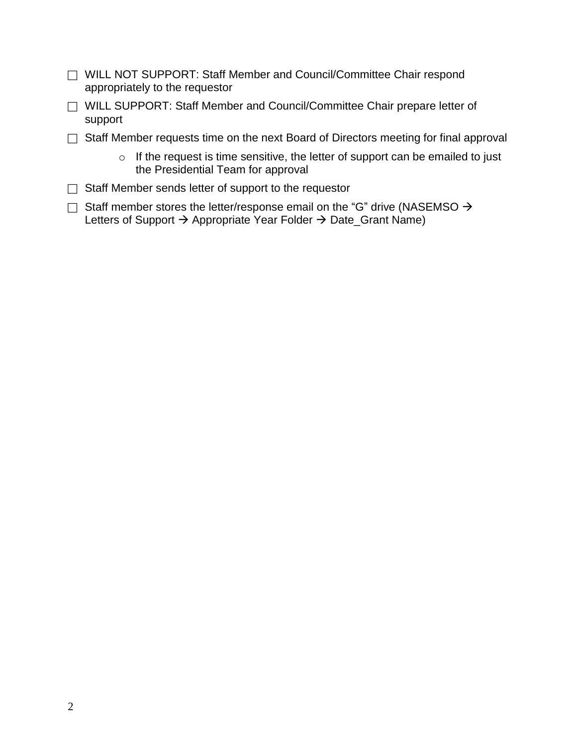- ☐ WILL NOT SUPPORT: Staff Member and Council/Committee Chair respond appropriately to the requestor
- ☐ WILL SUPPORT: Staff Member and Council/Committee Chair prepare letter of support
- ☐ Staff Member requests time on the next Board of Directors meeting for final approval
  - If the request is time sensitive, the letter of support can be emailed to just the Presidential Team for approval
- ☐ Staff Member sends letter of support to the requestor
- ☐ Staff member stores the letter/response email on the "G" drive (NASEMSO → Letters of Support → Appropriate Year Folder → Date_Grant Name)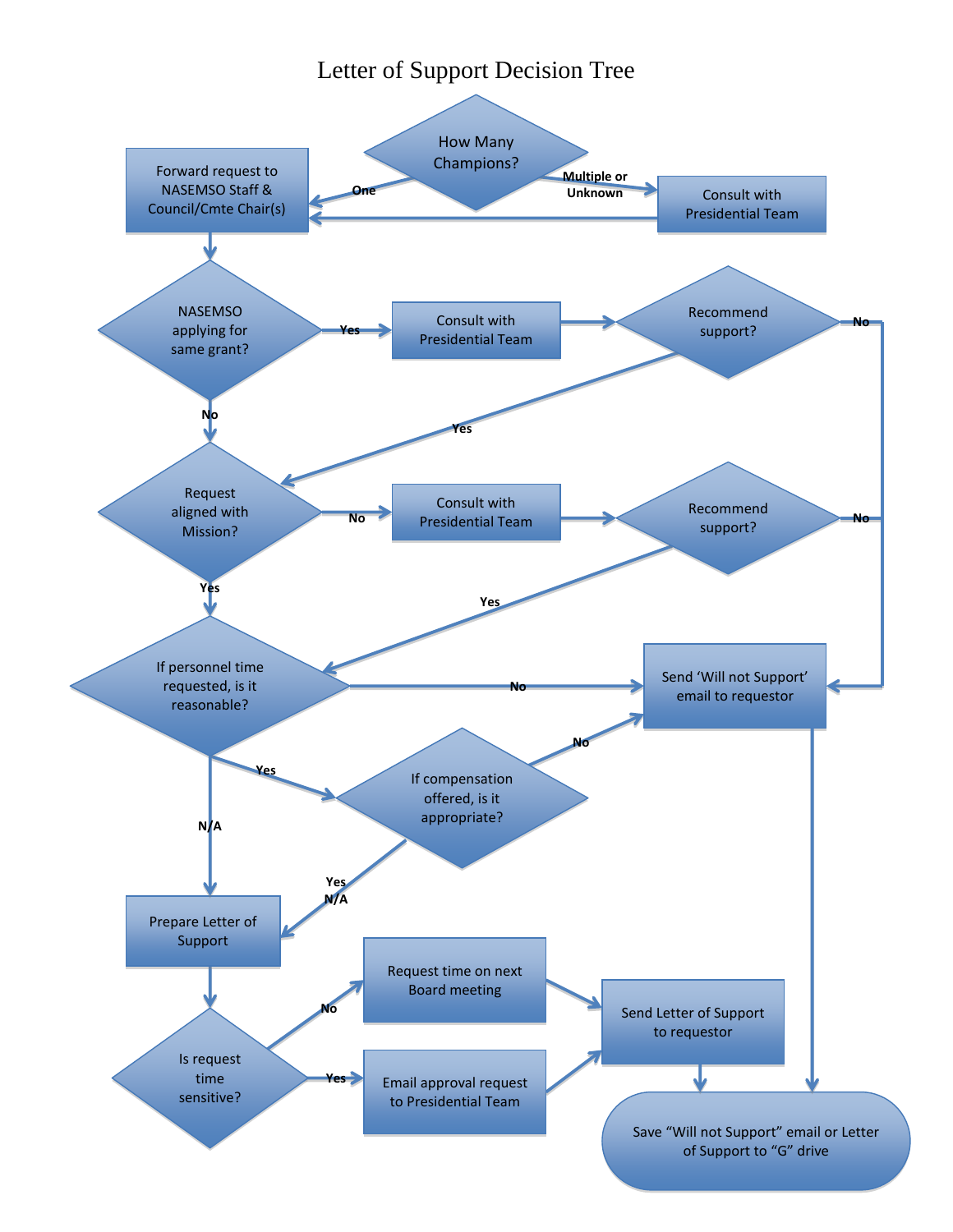# Letter of Support Decision Tree

How Many Champions?

One

Multiple or Unknown

Forward request to NASEMSO Staff & Council/Cmte Chair(s)

Consult with Presidential Team

NASEMSO applying for same grant?

Yes

Consult with Presidential Team

Recommend support?

No

Yes

No

Request aligned with Mission?

No

Consult with Presidential Team

Recommend support?

No

Yes

Yes

If personnel time requested, is it reasonable?

No

Send 'Will not Support' email to requestor

Yes

If compensation offered, is it appropriate?

No

N/A

Yes
N/A

Prepare Letter of Support

Is request time sensitive?

No

Request time on next Board meeting

Yes

Email approval request to Presidential Team

Send Letter of Support to requestor

Save "Will not Support" email or Letter of Support to "G" drive